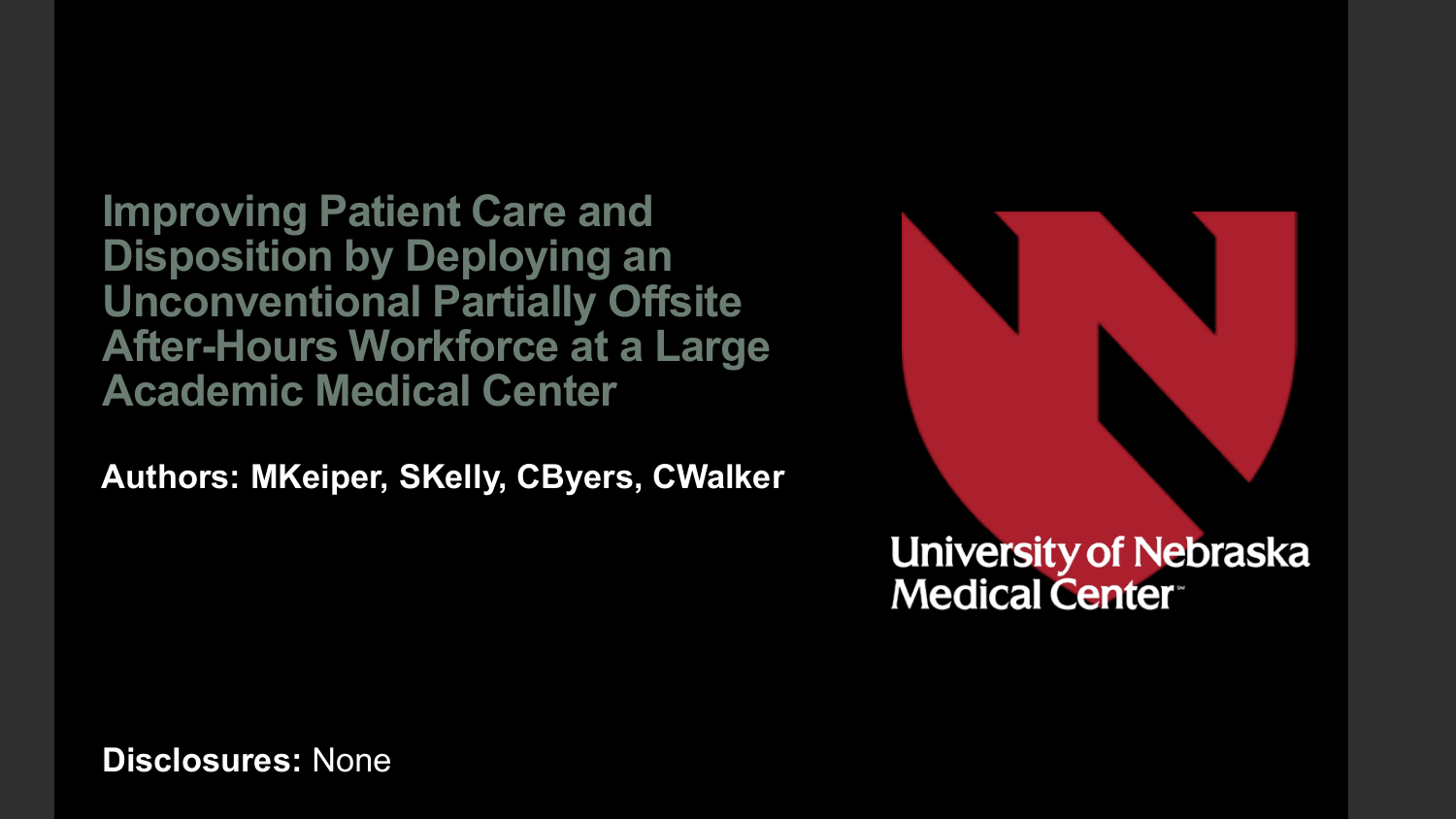# Improving Patient Care and Disposition by Deploying an Unconventional Partially Offsite After-Hours Workforce at a Large Academic Medical Center

**Authors: MKeiper, SKelly, CByers, CWalker**

University of Nebraska Medical Center

**Disclosures:** None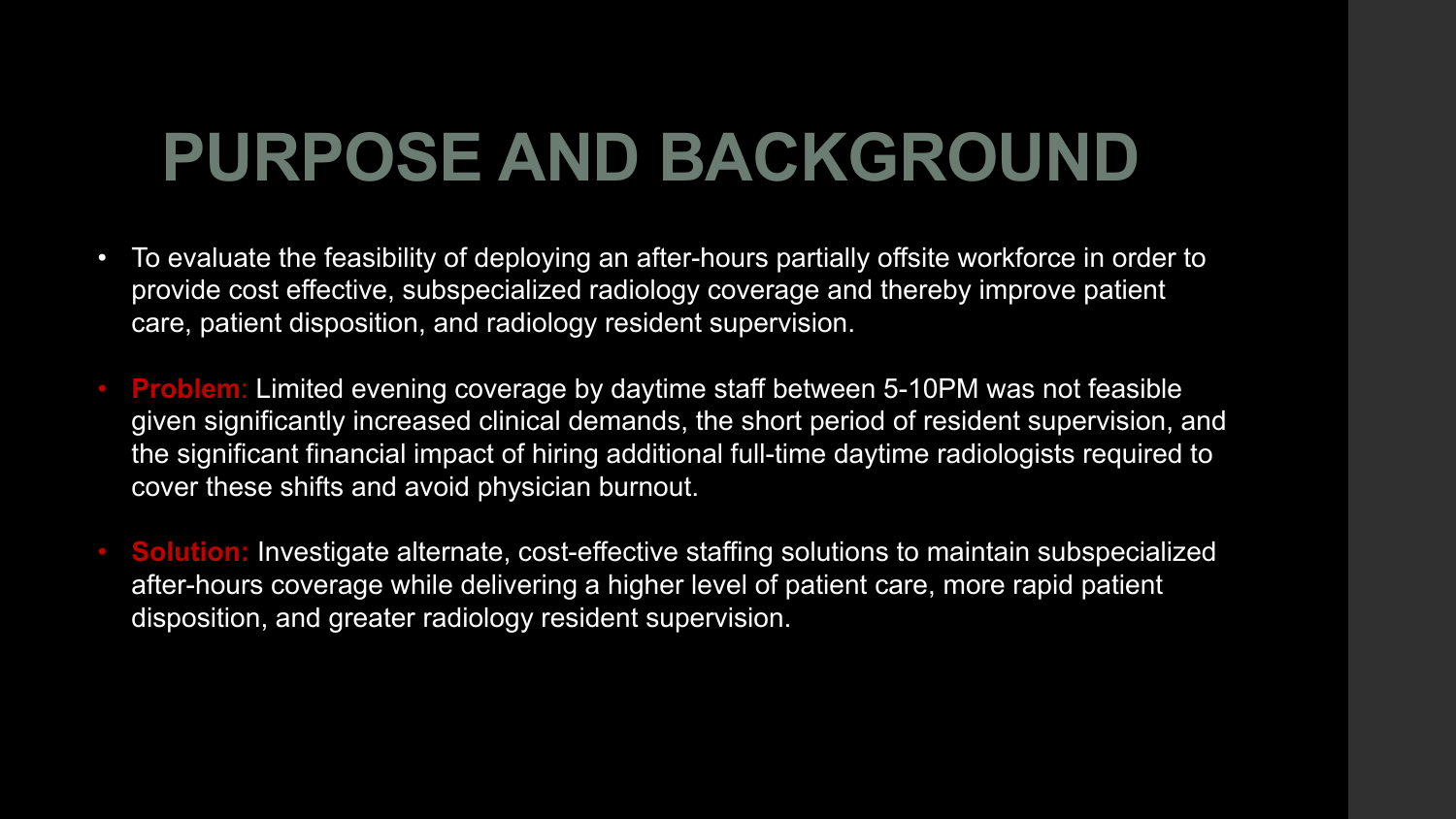# PURPOSE AND BACKGROUND

- To evaluate the feasibility of deploying an after-hours partially offsite workforce in order to provide cost effective, subspecialized radiology coverage and thereby improve patient care, patient disposition, and radiology resident supervision.
- **Problem**: Limited evening coverage by daytime staff between 5-10PM was not feasible given significantly increased clinical demands, the short period of resident supervision, and the significant financial impact of hiring additional full-time daytime radiologists required to cover these shifts and avoid physician burnout.
- **Solution:** Investigate alternate, cost-effective staffing solutions to maintain subspecialized after-hours coverage while delivering a higher level of patient care, more rapid patient disposition, and greater radiology resident supervision.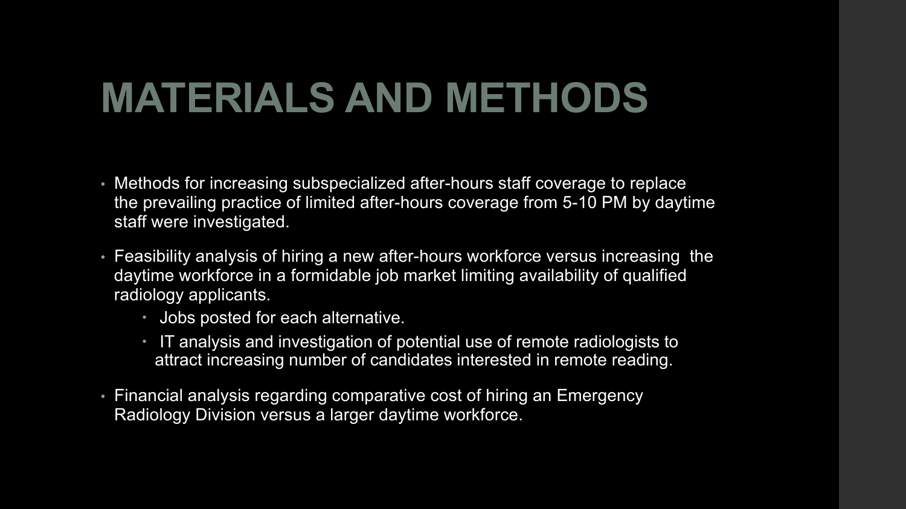# MATERIALS AND METHODS

- Methods for increasing subspecialized after-hours staff coverage to replace the prevailing practice of limited after-hours coverage from 5-10 PM by daytime staff were investigated.
- Feasibility analysis of hiring a new after-hours workforce versus increasing the daytime workforce in a formidable job market limiting availability of qualified radiology applicants.
  - Jobs posted for each alternative.
  - IT analysis and investigation of potential use of remote radiologists to attract increasing number of candidates interested in remote reading.
- Financial analysis regarding comparative cost of hiring an Emergency Radiology Division versus a larger daytime workforce.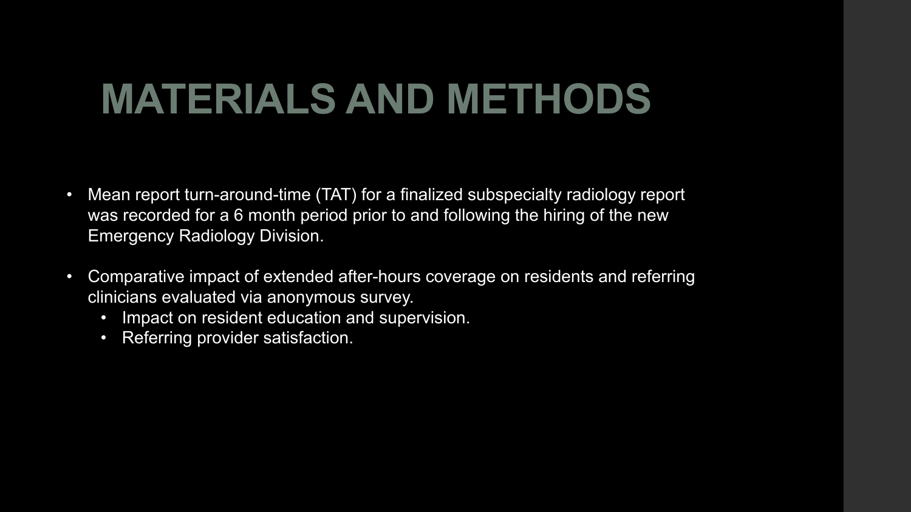# MATERIALS AND METHODS

- Mean report turn-around-time (TAT) for a finalized subspecialty radiology report was recorded for a 6 month period prior to and following the hiring of the new Emergency Radiology Division.
- Comparative impact of extended after-hours coverage on residents and referring clinicians evaluated via anonymous survey.
  - Impact on resident education and supervision.
  - Referring provider satisfaction.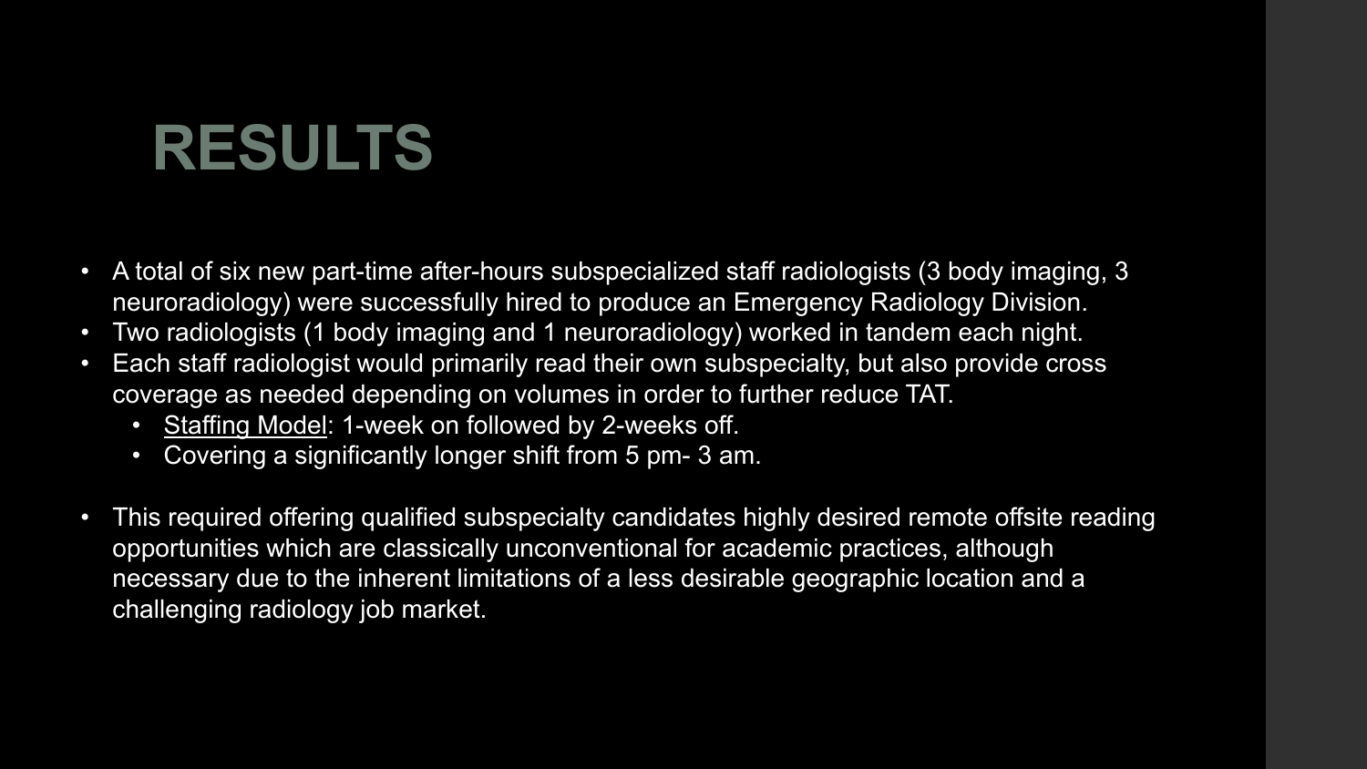# RESULTS

- A total of six new part-time after-hours subspecialized staff radiologists (3 body imaging, 3 neuroradiology) were successfully hired to produce an Emergency Radiology Division.
- Two radiologists (1 body imaging and 1 neuroradiology) worked in tandem each night.
- Each staff radiologist would primarily read their own subspecialty, but also provide cross coverage as needed depending on volumes in order to further reduce TAT.
  - <u>Staffing Model</u>: 1-week on followed by 2-weeks off.
  - Covering a significantly longer shift from 5 pm- 3 am.

- This required offering qualified subspecialty candidates highly desired remote offsite reading opportunities which are classically unconventional for academic practices, although necessary due to the inherent limitations of a less desirable geographic location and a challenging radiology job market.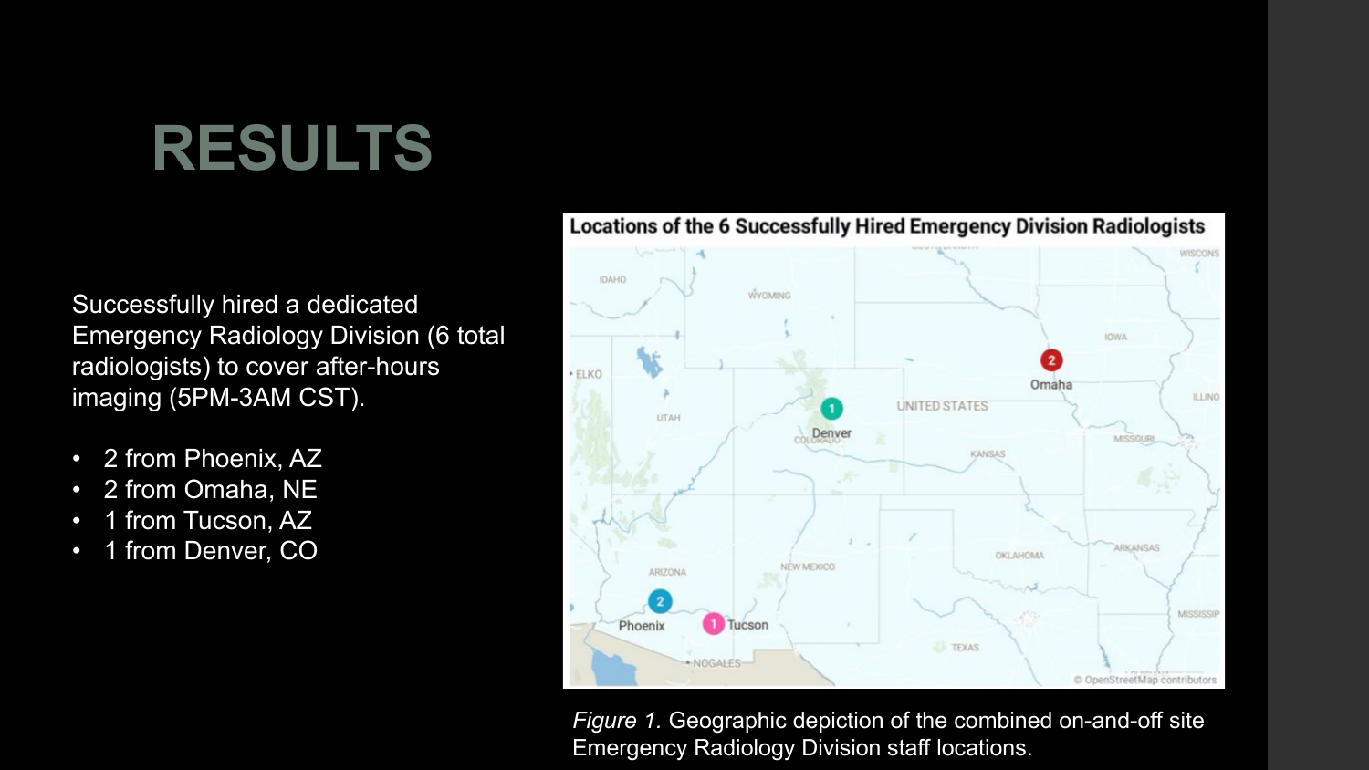# RESULTS

Successfully hired a dedicated Emergency Radiology Division (6 total radiologists) to cover after-hours imaging (5PM-3AM CST).

- 2 from Phoenix, AZ
- 2 from Omaha, NE
- 1 from Tucson, AZ
- 1 from Denver, CO

*Figure 1.* Geographic depiction of the combined on-and-off site Emergency Radiology Division staff locations.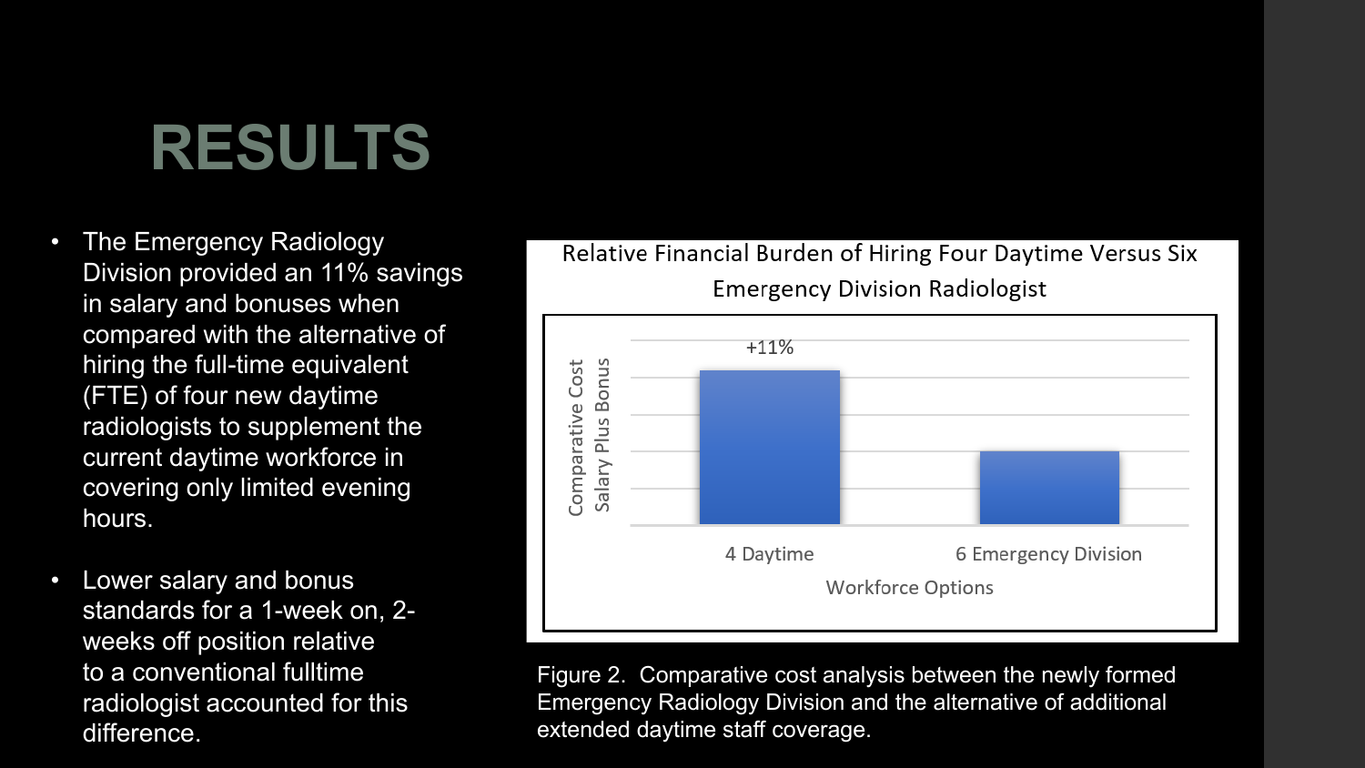# RESULTS

- The Emergency Radiology Division provided an 11% savings in salary and bonuses when compared with the alternative of hiring the full-time equivalent (FTE) of four new daytime radiologists to supplement the current daytime workforce in covering only limited evening hours.
- Lower salary and bonus standards for a 1-week on, 2-weeks off position relative to a conventional fulltime radiologist accounted for this difference.

Relative Financial Burden of Hiring Four Daytime Versus Six Emergency Division Radiologist

Comparative Cost Salary Plus Bonus

+11%

4 Daytime

6 Emergency Division

Workforce Options

Figure 2. Comparative cost analysis between the newly formed Emergency Radiology Division and the alternative of additional extended daytime staff coverage.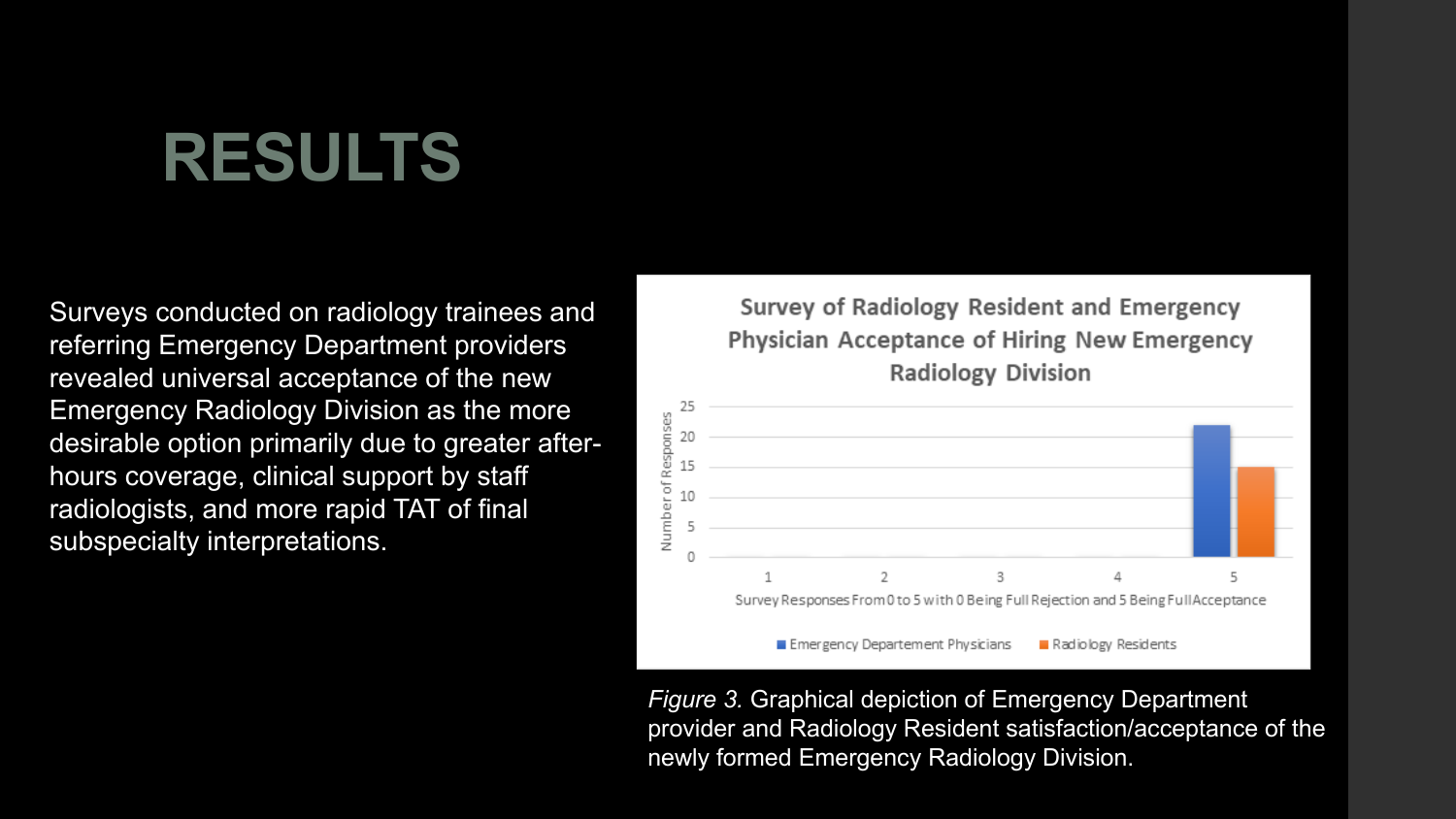# RESULTS

Surveys conducted on radiology trainees and referring Emergency Department providers revealed universal acceptance of the new Emergency Radiology Division as the more desirable option primarily due to greater after-hours coverage, clinical support by staff radiologists, and more rapid TAT of final subspecialty interpretations.

**Survey of Radiology Resident and Emergency Physician Acceptance of Hiring New Emergency Radiology Division**

| Survey Response (0 = Full Rejection, 5 = Full Acceptance) | Emergency Departement Physicians | Radiology Residents |
|---|---|---|
| 1 | 0 | 0 |
| 2 | 0 | 0 |
| 3 | 0 | 0 |
| 4 | 0 | 0 |
| 5 | 22 | 15 |

*Figure 3.* Graphical depiction of Emergency Department provider and Radiology Resident satisfaction/acceptance of the newly formed Emergency Radiology Division.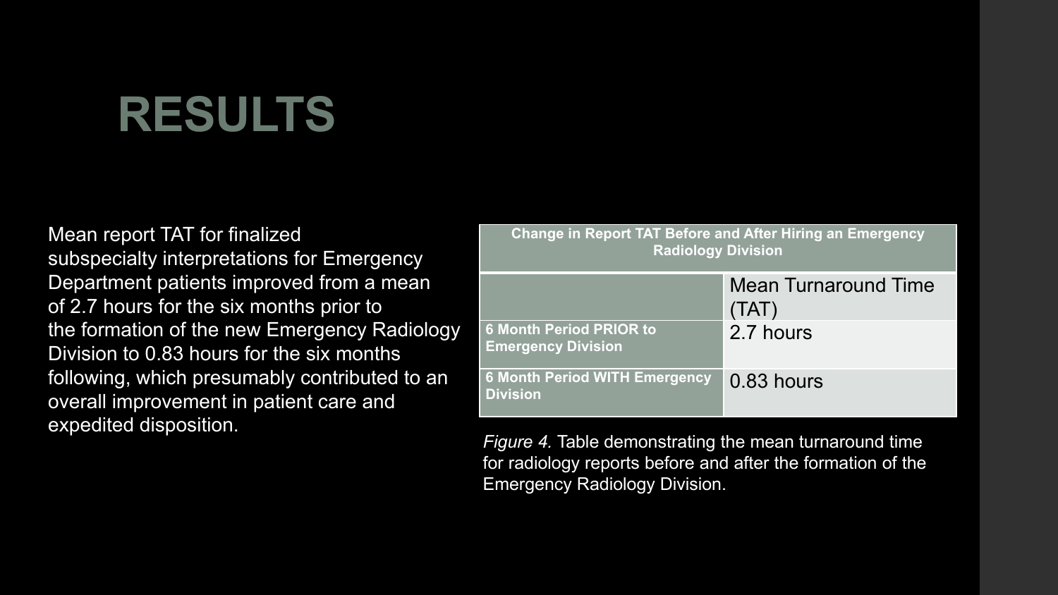# RESULTS

Mean report TAT for finalized subspecialty interpretations for Emergency Department patients improved from a mean of 2.7 hours for the six months prior to the formation of the new Emergency Radiology Division to 0.83 hours for the six months following, which presumably contributed to an overall improvement in patient care and expedited disposition.

| **Change in Report TAT Before and After Hiring an Emergency Radiology Division** | |
|---|---|
| | Mean Turnaround Time (TAT) |
| **6 Month Period PRIOR to Emergency Division** | 2.7 hours |
| **6 Month Period WITH Emergency Division** | 0.83 hours |

*Figure 4.* Table demonstrating the mean turnaround time for radiology reports before and after the formation of the Emergency Radiology Division.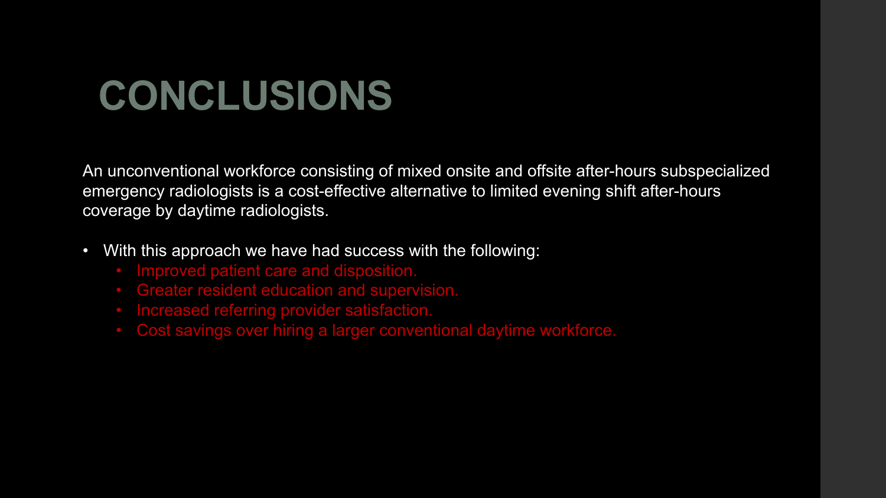# CONCLUSIONS

An unconventional workforce consisting of mixed onsite and offsite after-hours subspecialized emergency radiologists is a cost-effective alternative to limited evening shift after-hours coverage by daytime radiologists.

- With this approach we have had success with the following:
  - Improved patient care and disposition.
  - Greater resident education and supervision.
  - Increased referring provider satisfaction.
  - Cost savings over hiring a larger conventional daytime workforce.